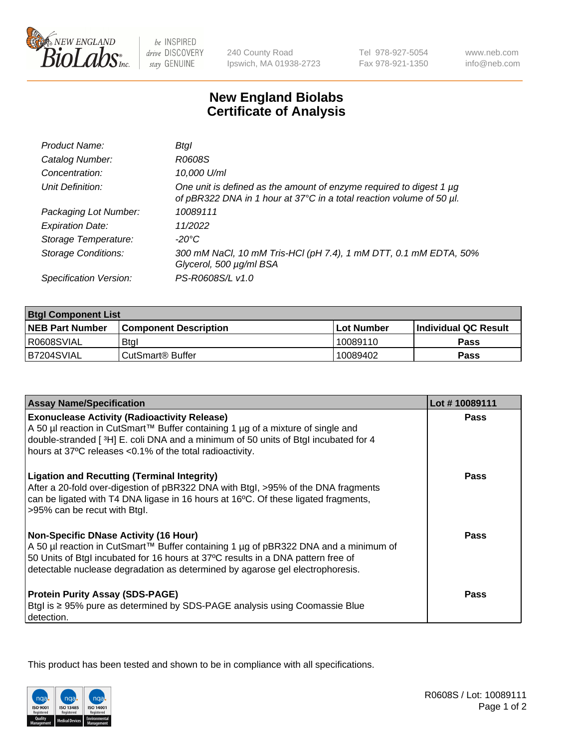# New England Biolabs
# Certificate of Analysis

| | |
|---|---|
| *Product Name:* | *BtgI* |
| *Catalog Number:* | *R0608S* |
| *Concentration:* | *10,000 U/ml* |
| *Unit Definition:* | *One unit is defined as the amount of enzyme required to digest 1 µg of pBR322 DNA in 1 hour at 37°C in a total reaction volume of 50 µl.* |
| *Packaging Lot Number:* | *10089111* |
| *Expiration Date:* | *11/2022* |
| *Storage Temperature:* | *-20°C* |
| *Storage Conditions:* | *300 mM NaCl, 10 mM Tris-HCl (pH 7.4), 1 mM DTT, 0.1 mM EDTA, 50% Glycerol, 500 µg/ml BSA* |
| *Specification Version:* | *PS-R0608S/L v1.0* |

| **BtgI Component List** | | | |
|---|---|---|---|
| **NEB Part Number** | **Component Description** | **Lot Number** | **Individual QC Result** |
| R0608SVIAL | BtgI | 10089110 | **Pass** |
| B7204SVIAL | CutSmart® Buffer | 10089402 | **Pass** |

| **Assay Name/Specification** | **Lot # 10089111** |
|---|---|
| **Exonuclease Activity (Radioactivity Release)**<br>A 50 µl reaction in CutSmart™ Buffer containing 1 µg of a mixture of single and double-stranded [ $^3$H] E. coli DNA and a minimum of 50 units of BtgI incubated for 4 hours at 37ºC releases <0.1% of the total radioactivity. | **Pass** |
| **Ligation and Recutting (Terminal Integrity)**<br>After a 20-fold over-digestion of pBR322 DNA with BtgI, >95% of the DNA fragments can be ligated with T4 DNA ligase in 16 hours at 16ºC. Of these ligated fragments, >95% can be recut with BtgI. | **Pass** |
| **Non-Specific DNase Activity (16 Hour)**<br>A 50 µl reaction in CutSmart™ Buffer containing 1 µg of pBR322 DNA and a minimum of 50 Units of BtgI incubated for 16 hours at 37ºC results in a DNA pattern free of detectable nuclease degradation as determined by agarose gel electrophoresis. | **Pass** |
| **Protein Purity Assay (SDS-PAGE)**<br>BtgI is ≥ 95% pure as determined by SDS-PAGE analysis using Coomassie Blue detection. | **Pass** |

This product has been tested and shown to be in compliance with all specifications.

R0608S / Lot: 10089111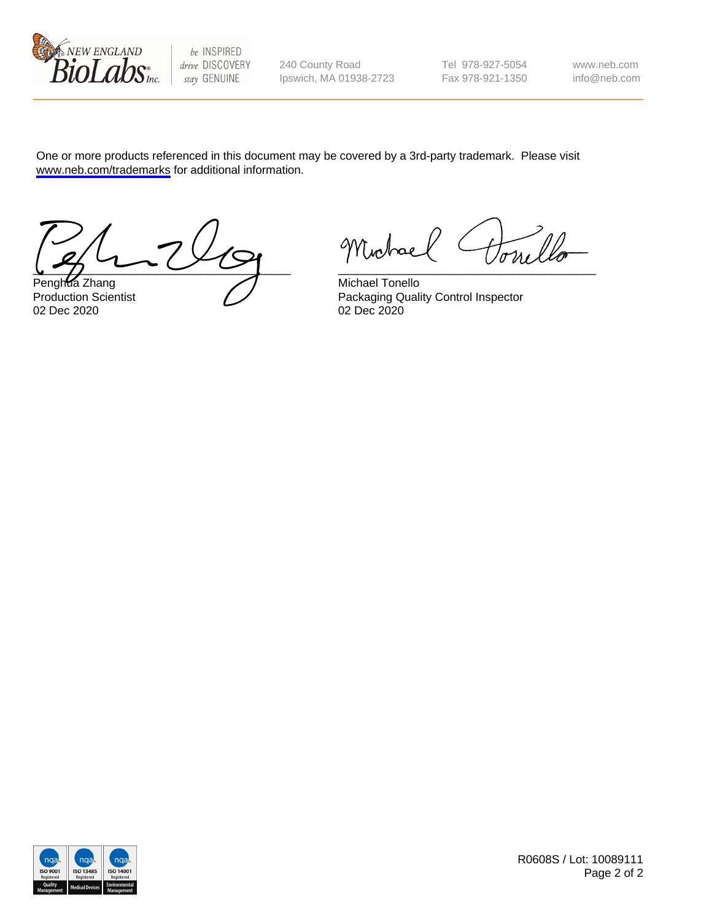One or more products referenced in this document may be covered by a 3rd-party trademark. Please visit www.neb.com/trademarks for additional information.

Penghua Zhang
Production Scientist
02 Dec 2020

Michael Tonello
Packaging Quality Control Inspector
02 Dec 2020

R0608S / Lot: 10089111